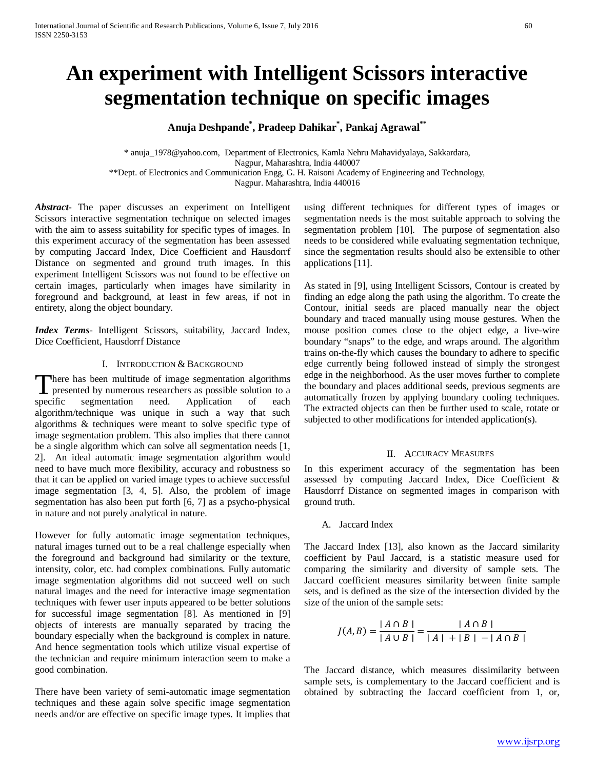# An experiment with Intelligent Scissors interactive segmentation technique on specific images

**Anuja Deshpande[*], Pradeep Dahikar[*], Pankaj Agrawal[**]**

[*] anuja_1978@yahoo.com, Department of Electronics, Kamla Nehru Mahavidyalaya, Sakkardara, Nagpur, Maharashtra, India 440007
[**]Dept. of Electronics and Communication Engg, G. H. Raisoni Academy of Engineering and Technology, Nagpur. Maharashtra, India 440016

***Abstract***- The paper discusses an experiment on Intelligent Scissors interactive segmentation technique on selected images with the aim to assess suitability for specific types of images. In this experiment accuracy of the segmentation has been assessed by computing Jaccard Index, Dice Coefficient and Hausdorrf Distance on segmented and ground truth images. In this experiment Intelligent Scissors was not found to be effective on certain images, particularly when images have similarity in foreground and background, at least in few areas, if not in entirety, along the object boundary.

***Index Terms***- Intelligent Scissors, suitability, Jaccard Index, Dice Coefficient, Hausdorrf Distance

## I. Introduction & Background

There has been multitude of image segmentation algorithms presented by numerous researchers as possible solution to a specific segmentation need. Application of each algorithm/technique was unique in such a way that such algorithms & techniques were meant to solve specific type of image segmentation problem. This also implies that there cannot be a single algorithm which can solve all segmentation needs [1, 2]. An ideal automatic image segmentation algorithm would need to have much more flexibility, accuracy and robustness so that it can be applied on varied image types to achieve successful image segmentation [3, 4, 5]. Also, the problem of image segmentation has also been put forth [6, 7] as a psycho-physical in nature and not purely analytical in nature.

However for fully automatic image segmentation techniques, natural images turned out to be a real challenge especially when the foreground and background had similarity or the texture, intensity, color, etc. had complex combinations. Fully automatic image segmentation algorithms did not succeed well on such natural images and the need for interactive image segmentation techniques with fewer user inputs appeared to be better solutions for successful image segmentation [8]. As mentioned in [9] objects of interests are manually separated by tracing the boundary especially when the background is complex in nature. And hence segmentation tools which utilize visual expertise of the technician and require minimum interaction seem to make a good combination.

There have been variety of semi-automatic image segmentation techniques and these again solve specific image segmentation needs and/or are effective on specific image types. It implies that using different techniques for different types of images or segmentation needs is the most suitable approach to solving the segmentation problem [10]. The purpose of segmentation also needs to be considered while evaluating segmentation technique, since the segmentation results should also be extensible to other applications [11].

As stated in [9], using Intelligent Scissors, Contour is created by finding an edge along the path using the algorithm. To create the Contour, initial seeds are placed manually near the object boundary and traced manually using mouse gestures. When the mouse position comes close to the object edge, a live-wire boundary "snaps" to the edge, and wraps around. The algorithm trains on-the-fly which causes the boundary to adhere to specific edge currently being followed instead of simply the strongest edge in the neighborhood. As the user moves further to complete the boundary and places additional seeds, previous segments are automatically frozen by applying boundary cooling techniques. The extracted objects can then be further used to scale, rotate or subjected to other modifications for intended application(s).

## II. Accuracy Measures

In this experiment accuracy of the segmentation has been assessed by computing Jaccard Index, Dice Coefficient & Hausdorrf Distance on segmented images in comparison with ground truth.

### A. Jaccard Index

The Jaccard Index [13], also known as the Jaccard similarity coefficient by Paul Jaccard, is a statistic measure used for comparing the similarity and diversity of sample sets. The Jaccard coefficient measures similarity between finite sample sets, and is defined as the size of the intersection divided by the size of the union of the sample sets:

$$J(A,B) = \frac{|A \cap B|}{|A \cup B|} = \frac{|A \cap B|}{|A| + |B| - |A \cap B|}$$

The Jaccard distance, which measures dissimilarity between sample sets, is complementary to the Jaccard coefficient and is obtained by subtracting the Jaccard coefficient from 1, or,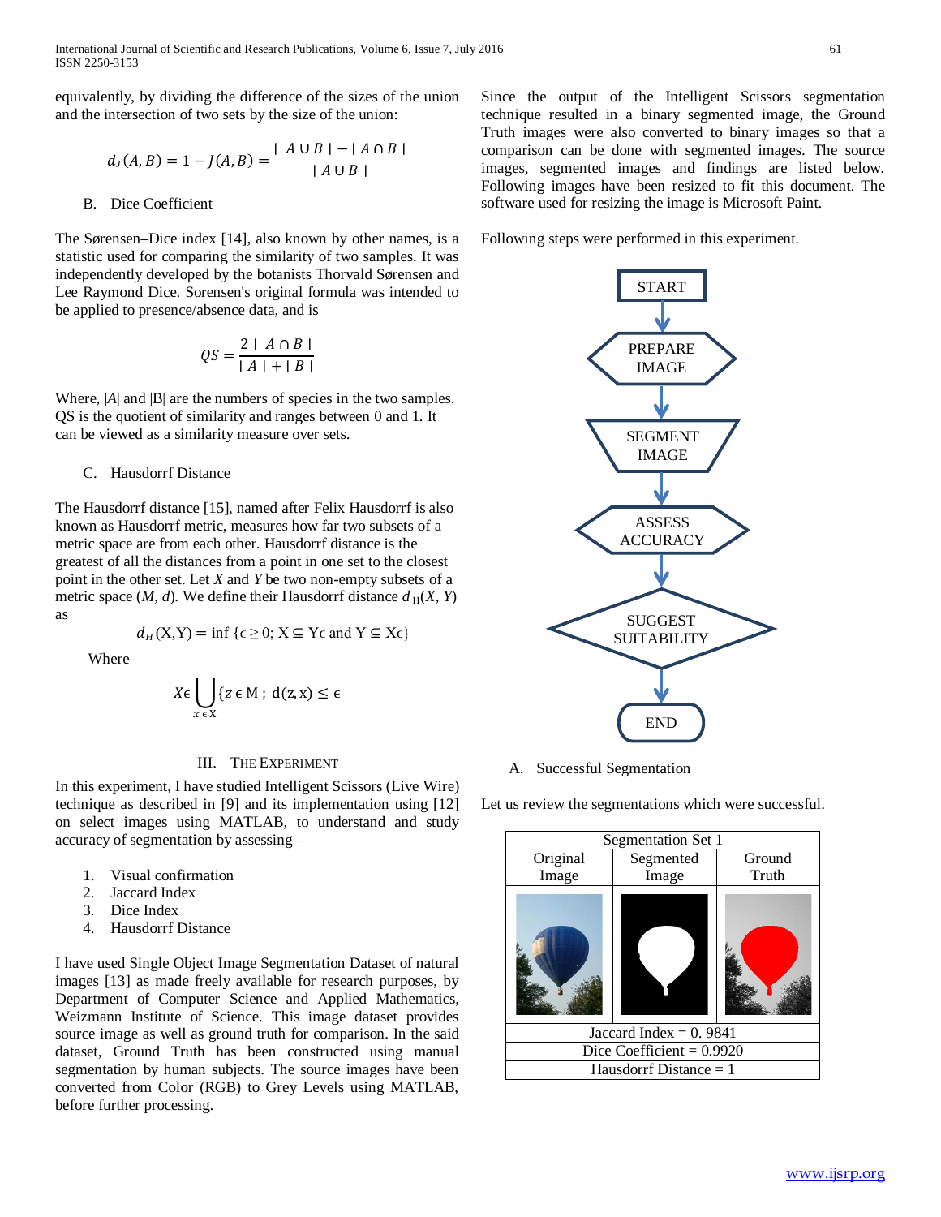equivalently, by dividing the difference of the sizes of the union and the intersection of two sets by the size of the union:

$$d_J(A,B) = 1 - J(A,B) = \frac{|A \cup B| - |A \cap B|}{|A \cup B|}$$

B. Dice Coefficient

The Sørensen–Dice index [14], also known by other names, is a statistic used for comparing the similarity of two samples. It was independently developed by the botanists Thorvald Sørensen and Lee Raymond Dice. Sorensen's original formula was intended to be applied to presence/absence data, and is

$$QS = \frac{2\,|A \cap B|}{|A| + |B|}$$

Where, $|A|$ and $|B|$ are the numbers of species in the two samples. QS is the quotient of similarity and ranges between 0 and 1. It can be viewed as a similarity measure over sets.

C. Hausdorrf Distance

The Hausdorrf distance [15], named after Felix Hausdorrf is also known as Hausdorrf metric, measures how far two subsets of a metric space are from each other. Hausdorrf distance is the greatest of all the distances from a point in one set to the closest point in the other set. Let $X$ and $Y$ be two non-empty subsets of a metric space $(M, d)$. We define their Hausdorrf distance $d_H(X, Y)$ as

$$d_H(X,Y) = \inf\{\epsilon \geq 0;\ X \subseteq Y_\epsilon \text{ and } Y \subseteq X_\epsilon\}$$

Where

$$X_\epsilon \bigcup_{x \in X} \{z \in M\ ;\ d(z,x) \leq \epsilon$$

## III. The Experiment

In this experiment, I have studied Intelligent Scissors (Live Wire) technique as described in [9] and its implementation using [12] on select images using MATLAB, to understand and study accuracy of segmentation by assessing –

1. Visual confirmation
2. Jaccard Index
3. Dice Index
4. Hausdorrf Distance

I have used Single Object Image Segmentation Dataset of natural images [13] as made freely available for research purposes, by Department of Computer Science and Applied Mathematics, Weizmann Institute of Science. This image dataset provides source image as well as ground truth for comparison. In the said dataset, Ground Truth has been constructed using manual segmentation by human subjects. The source images have been converted from Color (RGB) to Grey Levels using MATLAB, before further processing.

Since the output of the Intelligent Scissors segmentation technique resulted in a binary segmented image, the Ground Truth images were also converted to binary images so that a comparison can be done with segmented images. The source images, segmented images and findings are listed below. Following images have been resized to fit this document. The software used for resizing the image is Microsoft Paint.

Following steps were performed in this experiment.

START → PREPARE IMAGE → SEGMENT IMAGE → ASSESS ACCURACY → SUGGEST SUITABILITY → END

A. Successful Segmentation

Let us review the segmentations which were successful.

| Segmentation Set 1 | | |
|---|---|---|
| Original Image | Segmented Image | Ground Truth |
| | | |
| Jaccard Index = 0. 9841 | | |
| Dice Coefficient = 0.9920 | | |
| Hausdorrf Distance = 1 | | |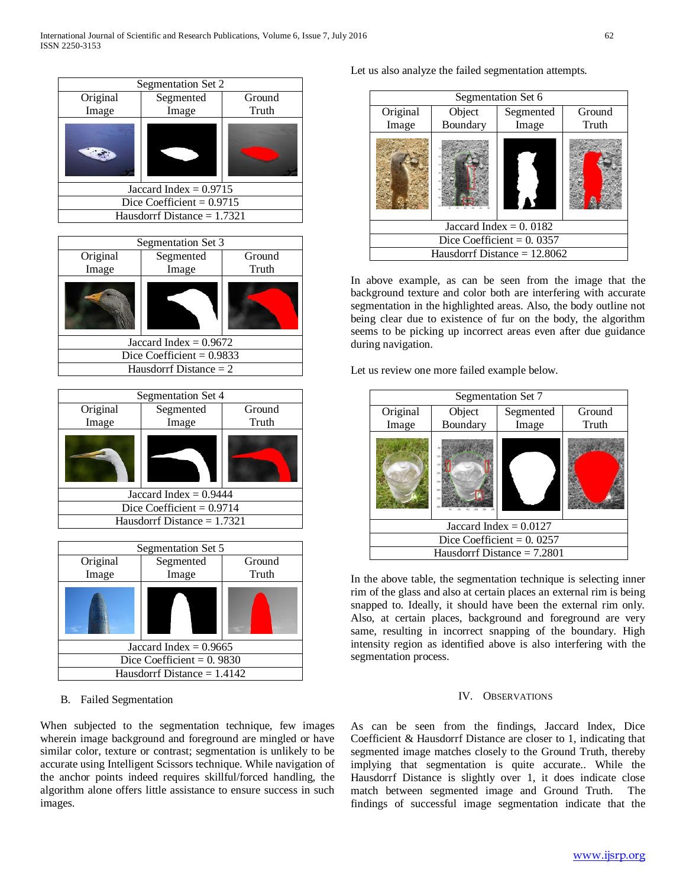| Segmentation Set 2 | | |
|---|---|---|
| Original Image | Segmented Image | Ground Truth |
| | | |
| Jaccard Index = 0.9715 | | |
| Dice Coefficient = 0.9715 | | |
| Hausdorrf Distance = 1.7321 | | |

| Segmentation Set 3 | | |
|---|---|---|
| Original Image | Segmented Image | Ground Truth |
| | | |
| Jaccard Index = 0.9672 | | |
| Dice Coefficient = 0.9833 | | |
| Hausdorrf Distance = 2 | | |

| Segmentation Set 4 | | |
|---|---|---|
| Original Image | Segmented Image | Ground Truth |
| | | |
| Jaccard Index = 0.9444 | | |
| Dice Coefficient = 0.9714 | | |
| Hausdorrf Distance = 1.7321 | | |

| Segmentation Set 5 | | |
|---|---|---|
| Original Image | Segmented Image | Ground Truth |
| | | |
| Jaccard Index = 0.9665 | | |
| Dice Coefficient = 0. 9830 | | |
| Hausdorrf Distance = 1.4142 | | |

B. Failed Segmentation

When subjected to the segmentation technique, few images wherein image background and foreground are mingled or have similar color, texture or contrast; segmentation is unlikely to be accurate using Intelligent Scissors technique. While navigation of the anchor points indeed requires skillful/forced handling, the algorithm alone offers little assistance to ensure success in such images.

Let us also analyze the failed segmentation attempts.

| Segmentation Set 6 | | | |
|---|---|---|---|
| Original Image | Object Boundary | Segmented Image | Ground Truth |
| | | | |
| Jaccard Index = 0. 0182 | | | |
| Dice Coefficient = 0. 0357 | | | |
| Hausdorrf Distance = 12.8062 | | | |

In above example, as can be seen from the image that the background texture and color both are interfering with accurate segmentation in the highlighted areas. Also, the body outline not being clear due to existence of fur on the body, the algorithm seems to be picking up incorrect areas even after due guidance during navigation.

Let us review one more failed example below.

| Segmentation Set 7 | | | |
|---|---|---|---|
| Original Image | Object Boundary | Segmented Image | Ground Truth |
| | | | |
| Jaccard Index = 0.0127 | | | |
| Dice Coefficient = 0. 0257 | | | |
| Hausdorrf Distance = 7.2801 | | | |

In the above table, the segmentation technique is selecting inner rim of the glass and also at certain places an external rim is being snapped to. Ideally, it should have been the external rim only. Also, at certain places, background and foreground are very same, resulting in incorrect snapping of the boundary. High intensity region as identified above is also interfering with the segmentation process.

## IV. Observations

As can be seen from the findings, Jaccard Index, Dice Coefficient & Hausdorff Distance are closer to 1, indicating that segmented image matches closely to the Ground Truth, thereby implying that segmentation is quite accurate.. While the Hausdorff Distance is slightly over 1, it does indicate close match between segmented image and Ground Truth. The findings of successful image segmentation indicate that the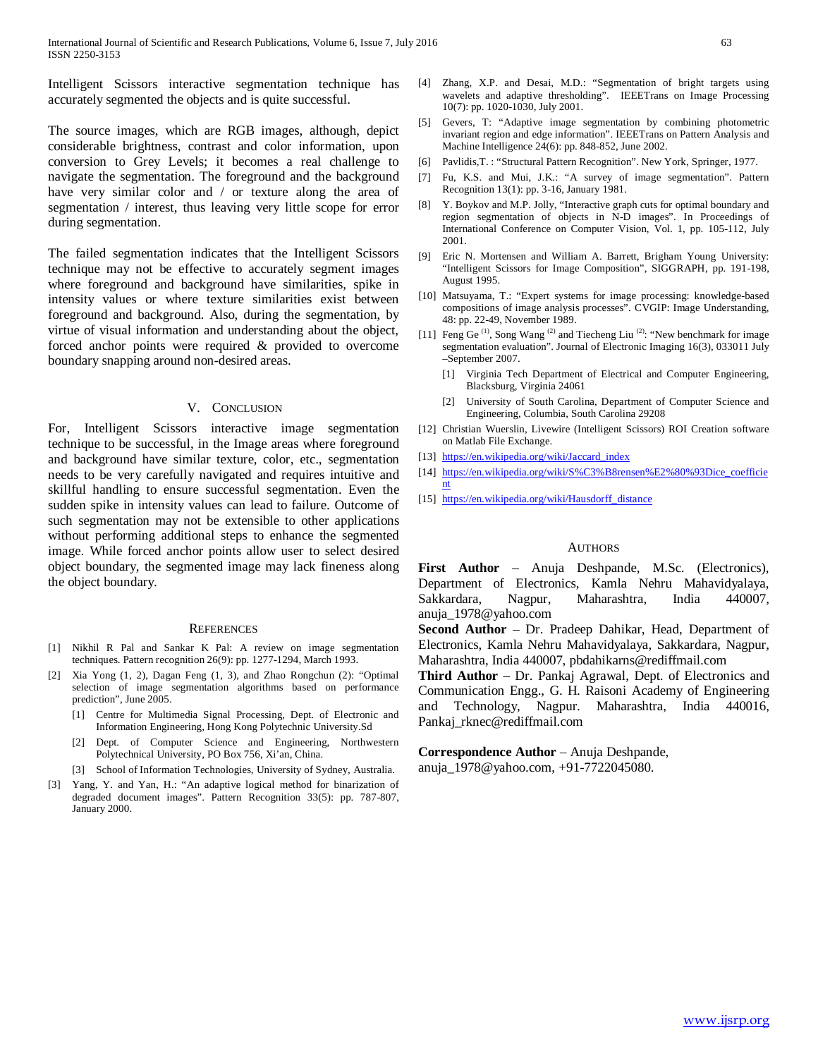Intelligent Scissors interactive segmentation technique has accurately segmented the objects and is quite successful.

The source images, which are RGB images, although, depict considerable brightness, contrast and color information, upon conversion to Grey Levels; it becomes a real challenge to navigate the segmentation. The foreground and the background have very similar color and / or texture along the area of segmentation / interest, thus leaving very little scope for error during segmentation.

The failed segmentation indicates that the Intelligent Scissors technique may not be effective to accurately segment images where foreground and background have similarities, spike in intensity values or where texture similarities exist between foreground and background. Also, during the segmentation, by virtue of visual information and understanding about the object, forced anchor points were required & provided to overcome boundary snapping around non-desired areas.

## V. Conclusion

For, Intelligent Scissors interactive image segmentation technique to be successful, in the Image areas where foreground and background have similar texture, color, etc., segmentation needs to be very carefully navigated and requires intuitive and skillful handling to ensure successful segmentation. Even the sudden spike in intensity values can lead to failure. Outcome of such segmentation may not be extensible to other applications without performing additional steps to enhance the segmented image. While forced anchor points allow user to select desired object boundary, the segmented image may lack fineness along the object boundary.

## References

[1] Nikhil R Pal and Sankar K Pal: A review on image segmentation techniques. Pattern recognition 26(9): pp. 1277-1294, March 1993.

[2] Xia Yong (1, 2), Dagan Feng (1, 3), and Zhao Rongchun (2): "Optimal selection of image segmentation algorithms based on performance prediction", June 2005.
   - [1] Centre for Multimedia Signal Processing, Dept. of Electronic and Information Engineering, Hong Kong Polytechnic University.Sd
   - [2] Dept. of Computer Science and Engineering, Northwestern Polytechnical University, PO Box 756, Xi'an, China.
   - [3] School of Information Technologies, University of Sydney, Australia.

[3] Yang, Y. and Yan, H.: "An adaptive logical method for binarization of degraded document images". Pattern Recognition 33(5): pp. 787-807, January 2000.

[4] Zhang, X.P. and Desai, M.D.: "Segmentation of bright targets using wavelets and adaptive thresholding". IEEETrans on Image Processing 10(7): pp. 1020-1030, July 2001.

[5] Gevers, T: "Adaptive image segmentation by combining photometric invariant region and edge information". IEEETrans on Pattern Analysis and Machine Intelligence 24(6): pp. 848-852, June 2002.

[6] Pavlidis,T. : "Structural Pattern Recognition". New York, Springer, 1977.

[7] Fu, K.S. and Mui, J.K.: "A survey of image segmentation". Pattern Recognition 13(1): pp. 3-16, January 1981.

[8] Y. Boykov and M.P. Jolly, "Interactive graph cuts for optimal boundary and region segmentation of objects in N-D images". In Proceedings of International Conference on Computer Vision, Vol. 1, pp. 105-112, July 2001.

[9] Eric N. Mortensen and William A. Barrett, Brigham Young University: "Intelligent Scissors for Image Composition", SIGGRAPH, pp. 191-198, August 1995.

[10] Matsuyama, T.: "Expert systems for image processing: knowledge-based compositions of image analysis processes". CVGIP: Image Understanding, 48: pp. 22-49, November 1989.

[11] Feng Ge [1], Song Wang [2] and Tiecheng Liu [2]: "New benchmark for image segmentation evaluation". Journal of Electronic Imaging 16(3), 033011 July –September 2007.
   - [1] Virginia Tech Department of Electrical and Computer Engineering, Blacksburg, Virginia 24061
   - [2] University of South Carolina, Department of Computer Science and Engineering, Columbia, South Carolina 29208

[12] Christian Wuerslin, Livewire (Intelligent Scissors) ROI Creation software on Matlab File Exchange.

[13] https://en.wikipedia.org/wiki/Jaccard_index

[14] https://en.wikipedia.org/wiki/S%C3%B8rensen%E2%80%93Dice_coefficient

[15] https://en.wikipedia.org/wiki/Hausdorff_distance

## Authors

**First Author** – Anuja Deshpande, M.Sc. (Electronics), Department of Electronics, Kamla Nehru Mahavidyalaya, Sakkardara, Nagpur, Maharashtra, India 440007, anuja_1978@yahoo.com

**Second Author** – Dr. Pradeep Dahikar, Head, Department of Electronics, Kamla Nehru Mahavidyalaya, Sakkardara, Nagpur, Maharashtra, India 440007, pbdahikarns@rediffmail.com

**Third Author** – Dr. Pankaj Agrawal, Dept. of Electronics and Communication Engg., G. H. Raisoni Academy of Engineering and Technology, Nagpur. Maharashtra, India 440016, Pankaj_rknec@rediffmail.com

**Correspondence Author** – Anuja Deshpande, anuja_1978@yahoo.com, +91-7722045080.